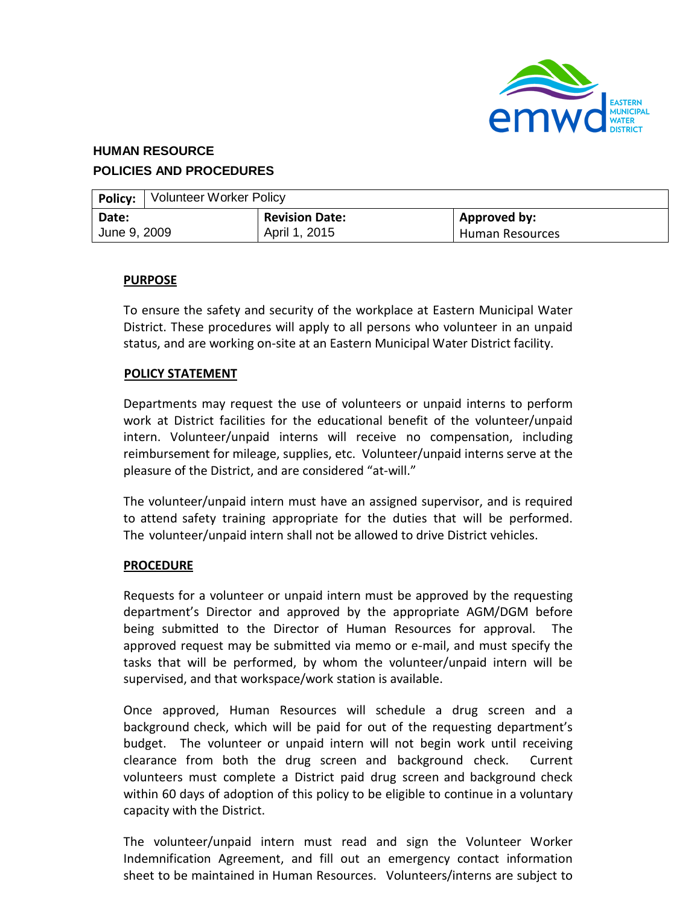HUMAN RESOURCE

POLICIES AND PROCEDURES

| **Policy:** | Volunteer Worker Policy | |
|---|---|---|
| **Date:** June 9, 2009 | **Revision Date:** April 1, 2015 | **Approved by:** Human Resources |

**PURPOSE**

To ensure the safety and security of the workplace at Eastern Municipal Water District. These procedures will apply to all persons who volunteer in an unpaid status, and are working on-site at an Eastern Municipal Water District facility.

**POLICY STATEMENT**

Departments may request the use of volunteers or unpaid interns to perform work at District facilities for the educational benefit of the volunteer/unpaid intern. Volunteer/unpaid interns will receive no compensation, including reimbursement for mileage, supplies, etc. Volunteer/unpaid interns serve at the pleasure of the District, and are considered "at-will."

The volunteer/unpaid intern must have an assigned supervisor, and is required to attend safety training appropriate for the duties that will be performed. The volunteer/unpaid intern shall not be allowed to drive District vehicles.

**PROCEDURE**

Requests for a volunteer or unpaid intern must be approved by the requesting department's Director and approved by the appropriate AGM/DGM before being submitted to the Director of Human Resources for approval. The approved request may be submitted via memo or e-mail, and must specify the tasks that will be performed, by whom the volunteer/unpaid intern will be supervised, and that workspace/work station is available.

Once approved, Human Resources will schedule a drug screen and a background check, which will be paid for out of the requesting department's budget. The volunteer or unpaid intern will not begin work until receiving clearance from both the drug screen and background check. Current volunteers must complete a District paid drug screen and background check within 60 days of adoption of this policy to be eligible to continue in a voluntary capacity with the District.

The volunteer/unpaid intern must read and sign the Volunteer Worker Indemnification Agreement, and fill out an emergency contact information sheet to be maintained in Human Resources. Volunteers/interns are subject to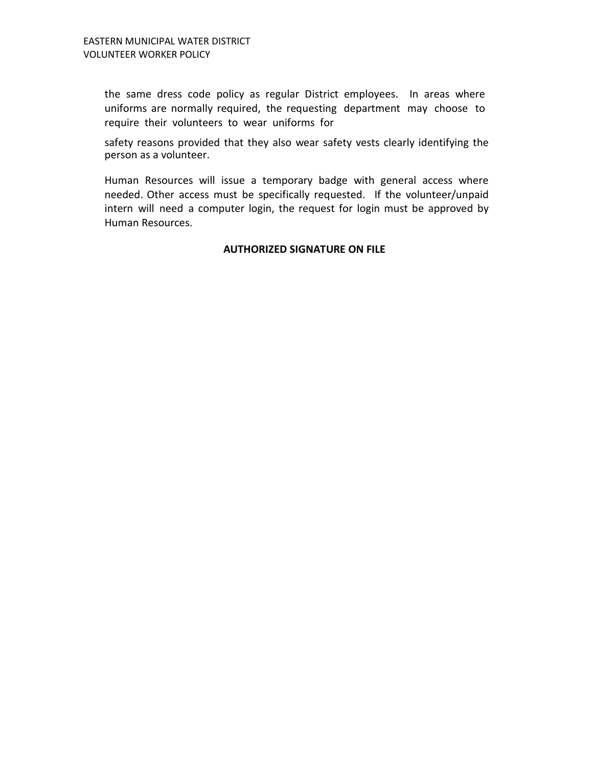the same dress code policy as regular District employees. In areas where uniforms are normally required, the requesting department may choose to require their volunteers to wear uniforms for

safety reasons provided that they also wear safety vests clearly identifying the person as a volunteer.

Human Resources will issue a temporary badge with general access where needed. Other access must be specifically requested. If the volunteer/unpaid intern will need a computer login, the request for login must be approved by Human Resources.

**AUTHORIZED SIGNATURE ON FILE**